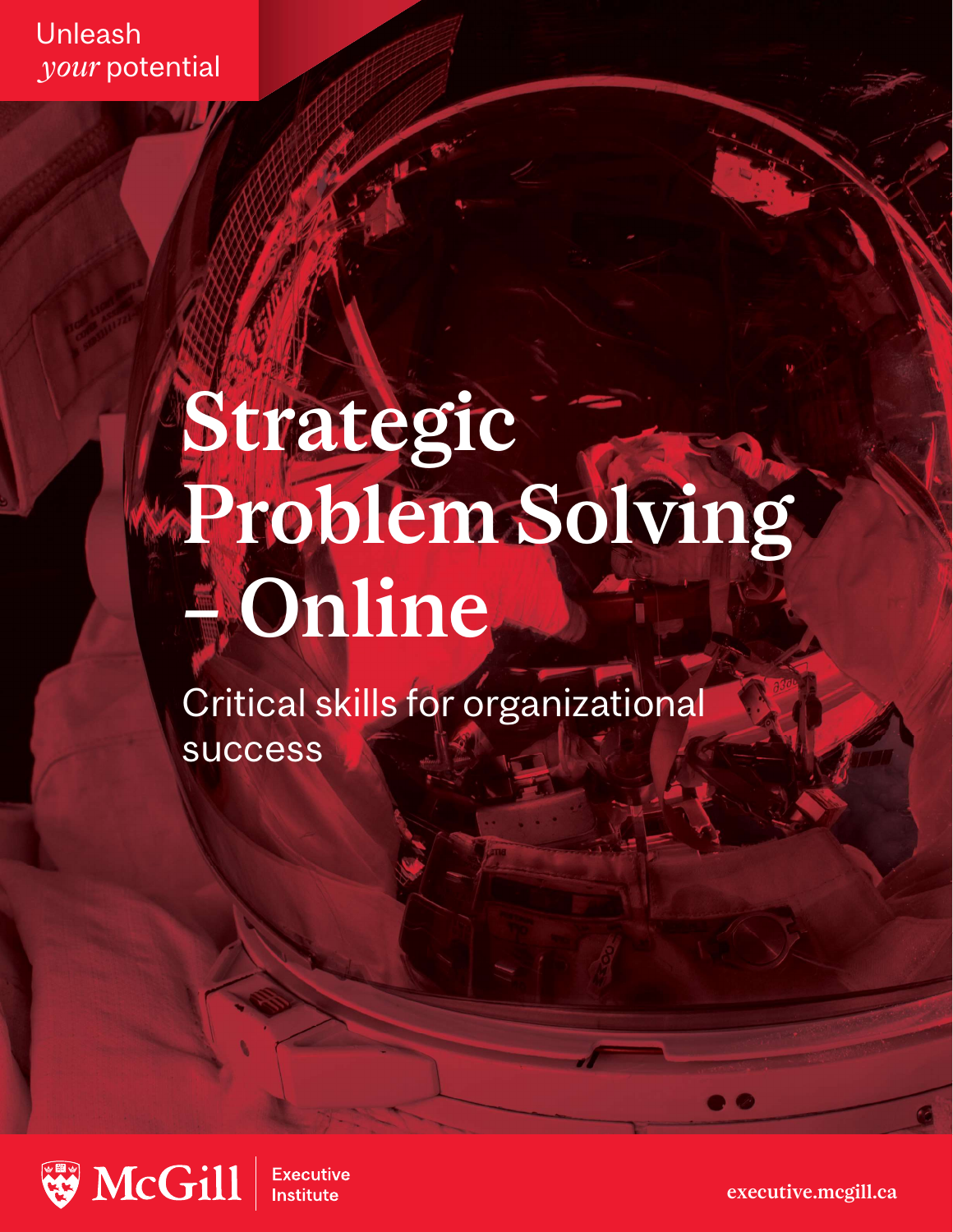Unleash *your* potential

# Strategic Problem Solving – Online

Critical skills for organizational success

McGill Executive Institute

executive.mcgill.ca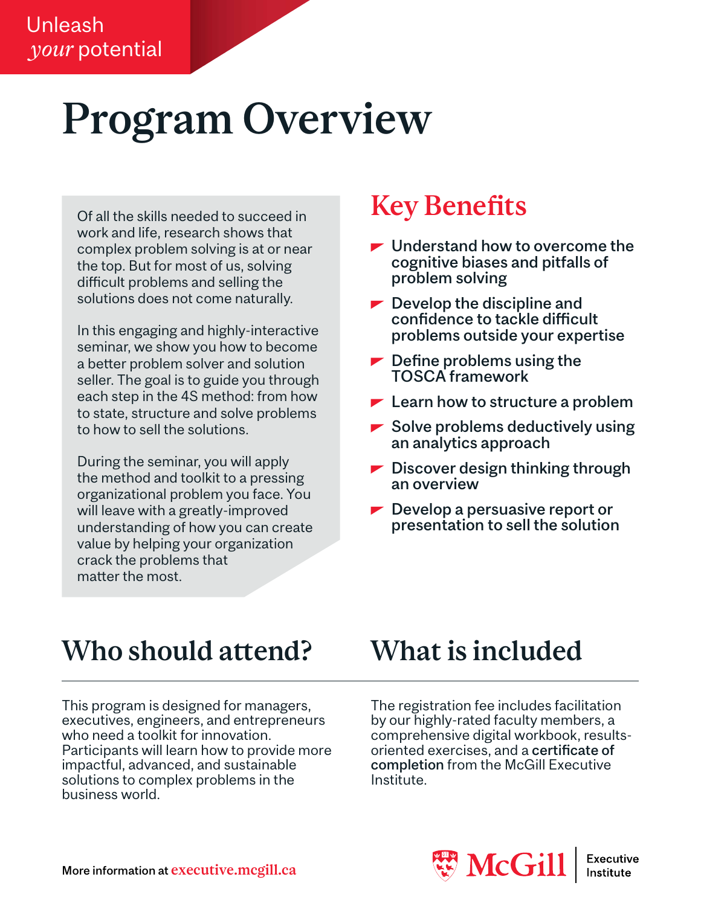Unleash *your* potential

# Program Overview

Of all the skills needed to succeed in work and life, research shows that complex problem solving is at or near the top. But for most of us, solving difficult problems and selling the solutions does not come naturally.

In this engaging and highly-interactive seminar, we show you how to become a better problem solver and solution seller. The goal is to guide you through each step in the 4S method: from how to state, structure and solve problems to how to sell the solutions.

During the seminar, you will apply the method and toolkit to a pressing organizational problem you face. You will leave with a greatly-improved understanding of how you can create value by helping your organization crack the problems that matter the most.

## Key Benefits

- Understand how to overcome the cognitive biases and pitfalls of problem solving
- Develop the discipline and confidence to tackle difficult problems outside your expertise
- Define problems using the TOSCA framework
- Learn how to structure a problem
- Solve problems deductively using an analytics approach
- Discover design thinking through an overview
- Develop a persuasive report or presentation to sell the solution

## Who should attend?

This program is designed for managers, executives, engineers, and entrepreneurs who need a toolkit for innovation. Participants will learn how to provide more impactful, advanced, and sustainable solutions to complex problems in the business world.

## What is included

The registration fee includes facilitation by our highly-rated faculty members, a comprehensive digital workbook, results-oriented exercises, and a **certificate of completion** from the McGill Executive Institute.

More information at executive.mcgill.ca

McGill Executive Institute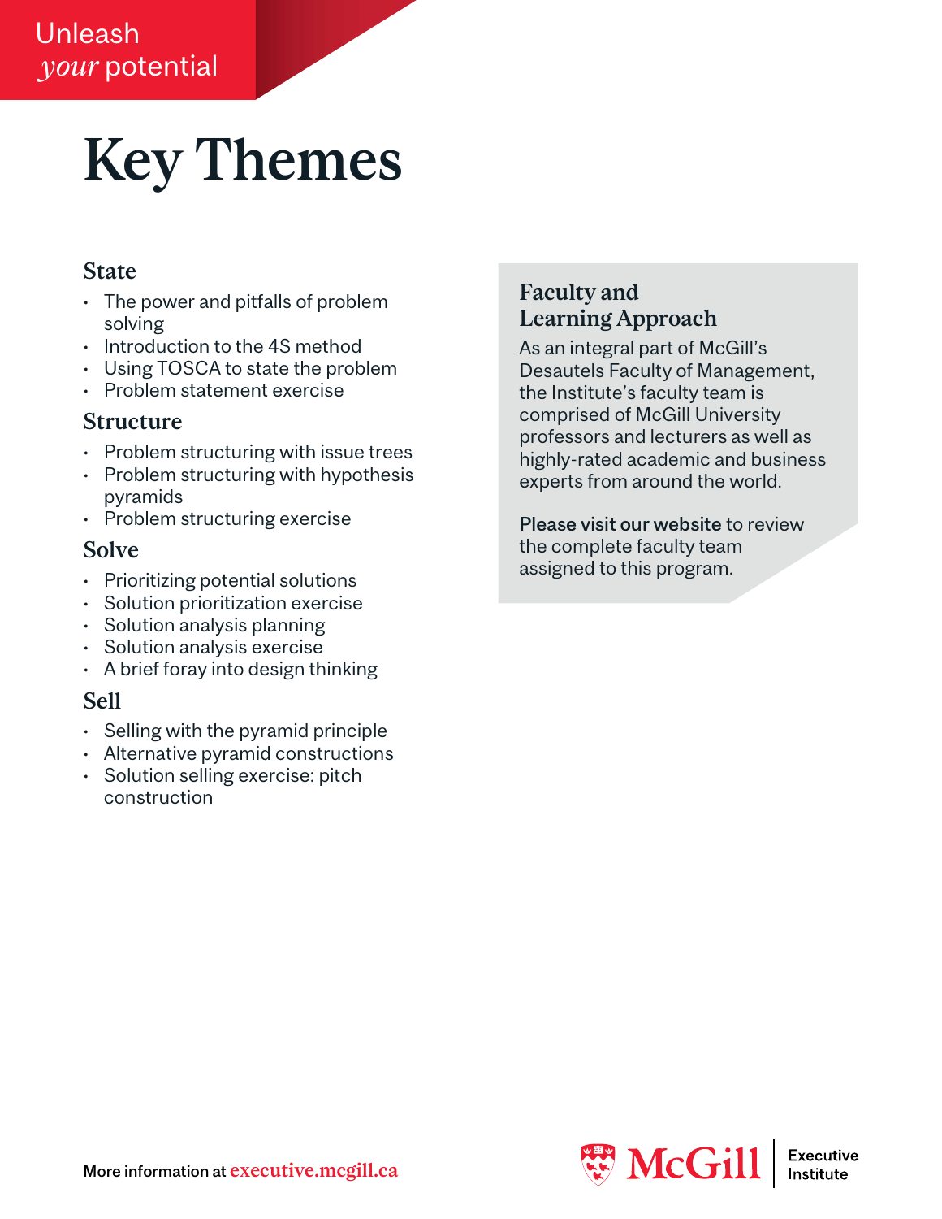Unleash
*your* potential

# Key Themes

### State

- The power and pitfalls of problem solving
- Introduction to the 4S method
- Using TOSCA to state the problem
- Problem statement exercise

### Structure

- Problem structuring with issue trees
- Problem structuring with hypothesis pyramids
- Problem structuring exercise

### Solve

- Prioritizing potential solutions
- Solution prioritization exercise
- Solution analysis planning
- Solution analysis exercise
- A brief foray into design thinking

### Sell

- Selling with the pyramid principle
- Alternative pyramid constructions
- Solution selling exercise: pitch construction

### Faculty and Learning Approach

As an integral part of McGill's Desautels Faculty of Management, the Institute's faculty team is comprised of McGill University professors and lecturers as well as highly-rated academic and business experts from around the world.

**Please visit our website** to review the complete faculty team assigned to this program.

More information at **executive.mcgill.ca**

McGill | Executive Institute